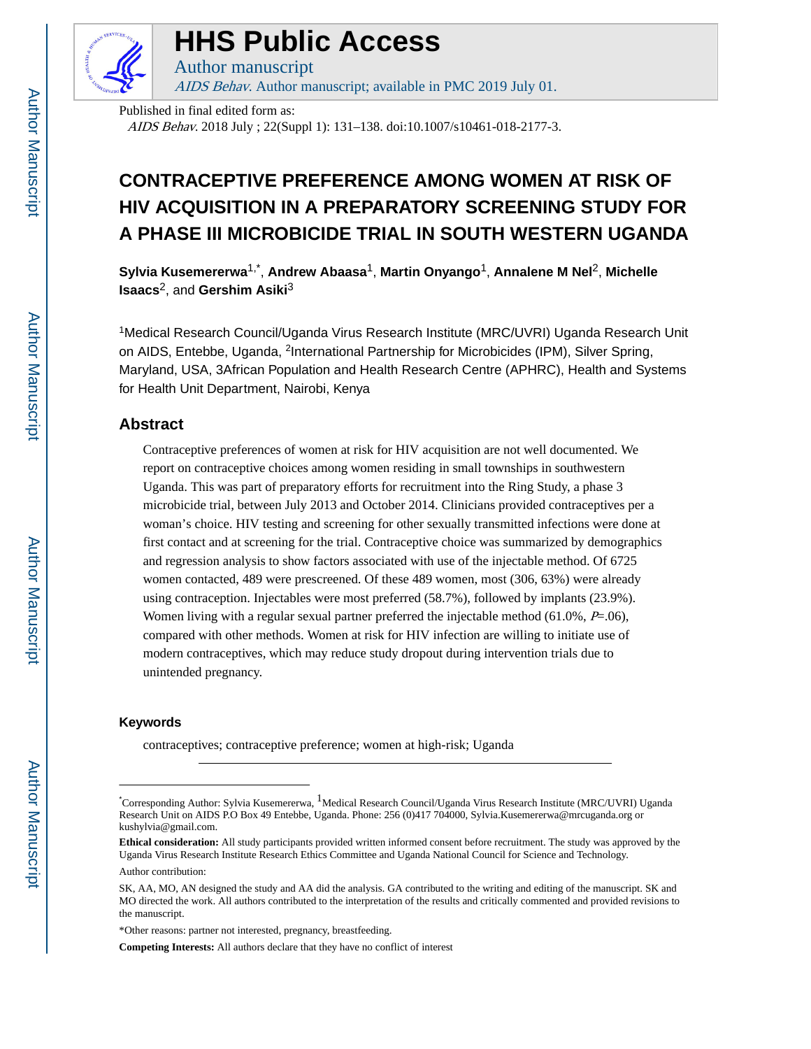Published in final edited form as:

*AIDS Behav*. 2018 July ; 22(Suppl 1): 131–138. doi:10.1007/s10461-018-2177-3.

# CONTRACEPTIVE PREFERENCE AMONG WOMEN AT RISK OF HIV ACQUISITION IN A PREPARATORY SCREENING STUDY FOR A PHASE III MICROBICIDE TRIAL IN SOUTH WESTERN UGANDA

**Sylvia Kusemererwa**[1,*], **Andrew Abaasa**[1], **Martin Onyango**[1], **Annalene M Nel**[2], **Michelle Isaacs**[2], and **Gershim Asiki**[3]

[1]Medical Research Council/Uganda Virus Research Institute (MRC/UVRI) Uganda Research Unit on AIDS, Entebbe, Uganda, [2]International Partnership for Microbicides (IPM), Silver Spring, Maryland, USA, 3African Population and Health Research Centre (APHRC), Health and Systems for Health Unit Department, Nairobi, Kenya

## Abstract

Contraceptive preferences of women at risk for HIV acquisition are not well documented. We report on contraceptive choices among women residing in small townships in southwestern Uganda. This was part of preparatory efforts for recruitment into the Ring Study, a phase 3 microbicide trial, between July 2013 and October 2014. Clinicians provided contraceptives per a woman's choice. HIV testing and screening for other sexually transmitted infections were done at first contact and at screening for the trial. Contraceptive choice was summarized by demographics and regression analysis to show factors associated with use of the injectable method. Of 6725 women contacted, 489 were prescreened. Of these 489 women, most (306, 63%) were already using contraception. Injectables were most preferred (58.7%), followed by implants (23.9%). Women living with a regular sexual partner preferred the injectable method (61.0%, $P$=.06), compared with other methods. Women at risk for HIV infection are willing to initiate use of modern contraceptives, which may reduce study dropout during intervention trials due to unintended pregnancy.

### Keywords

contraceptives; contraceptive preference; women at high-risk; Uganda

---

*Corresponding Author: Sylvia Kusemererwa, [1]Medical Research Council/Uganda Virus Research Institute (MRC/UVRI) Uganda Research Unit on AIDS P.O Box 49 Entebbe, Uganda. Phone: 256 (0)417 704000, Sylvia.Kusemererwa@mrcuganda.org or kushylvia@gmail.com.

**Ethical consideration:** All study participants provided written informed consent before recruitment. The study was approved by the Uganda Virus Research Institute Research Ethics Committee and Uganda National Council for Science and Technology.

Author contribution:

SK, AA, MO, AN designed the study and AA did the analysis. GA contributed to the writing and editing of the manuscript. SK and MO directed the work. All authors contributed to the interpretation of the results and critically commented and provided revisions to the manuscript.

*Other reasons: partner not interested, pregnancy, breastfeeding.

**Competing Interests:** All authors declare that they have no conflict of interest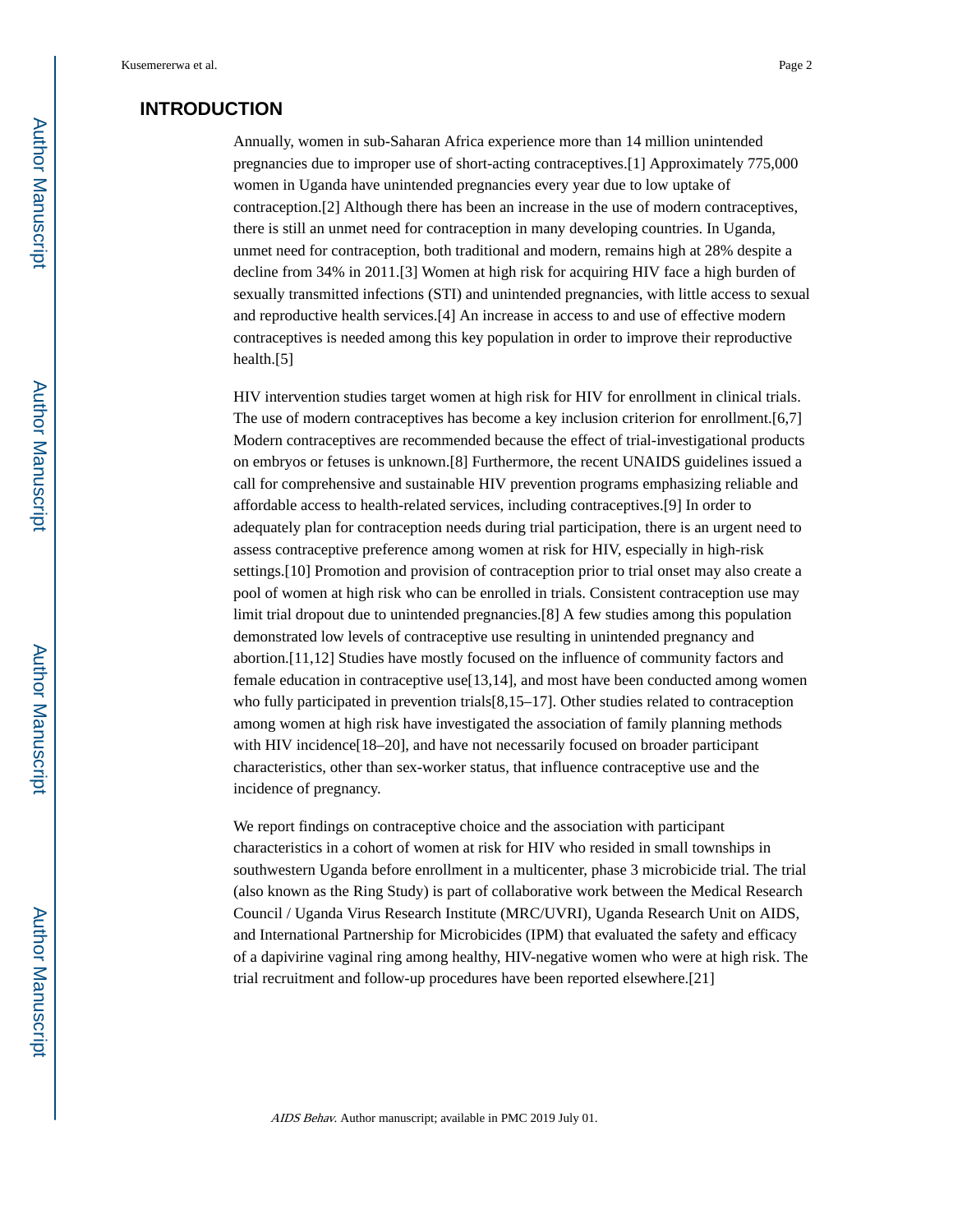## INTRODUCTION

Annually, women in sub-Saharan Africa experience more than 14 million unintended pregnancies due to improper use of short-acting contraceptives.[1] Approximately 775,000 women in Uganda have unintended pregnancies every year due to low uptake of contraception.[2] Although there has been an increase in the use of modern contraceptives, there is still an unmet need for contraception in many developing countries. In Uganda, unmet need for contraception, both traditional and modern, remains high at 28% despite a decline from 34% in 2011.[3] Women at high risk for acquiring HIV face a high burden of sexually transmitted infections (STI) and unintended pregnancies, with little access to sexual and reproductive health services.[4] An increase in access to and use of effective modern contraceptives is needed among this key population in order to improve their reproductive health.[5]

HIV intervention studies target women at high risk for HIV for enrollment in clinical trials. The use of modern contraceptives has become a key inclusion criterion for enrollment.[6,7] Modern contraceptives are recommended because the effect of trial-investigational products on embryos or fetuses is unknown.[8] Furthermore, the recent UNAIDS guidelines issued a call for comprehensive and sustainable HIV prevention programs emphasizing reliable and affordable access to health-related services, including contraceptives.[9] In order to adequately plan for contraception needs during trial participation, there is an urgent need to assess contraceptive preference among women at risk for HIV, especially in high-risk settings.[10] Promotion and provision of contraception prior to trial onset may also create a pool of women at high risk who can be enrolled in trials. Consistent contraception use may limit trial dropout due to unintended pregnancies.[8] A few studies among this population demonstrated low levels of contraceptive use resulting in unintended pregnancy and abortion.[11,12] Studies have mostly focused on the influence of community factors and female education in contraceptive use[13,14], and most have been conducted among women who fully participated in prevention trials[8,15–17]. Other studies related to contraception among women at high risk have investigated the association of family planning methods with HIV incidence[18–20], and have not necessarily focused on broader participant characteristics, other than sex-worker status, that influence contraceptive use and the incidence of pregnancy.

We report findings on contraceptive choice and the association with participant characteristics in a cohort of women at risk for HIV who resided in small townships in southwestern Uganda before enrollment in a multicenter, phase 3 microbicide trial. The trial (also known as the Ring Study) is part of collaborative work between the Medical Research Council / Uganda Virus Research Institute (MRC/UVRI), Uganda Research Unit on AIDS, and International Partnership for Microbicides (IPM) that evaluated the safety and efficacy of a dapivirine vaginal ring among healthy, HIV-negative women who were at high risk. The trial recruitment and follow-up procedures have been reported elsewhere.[21]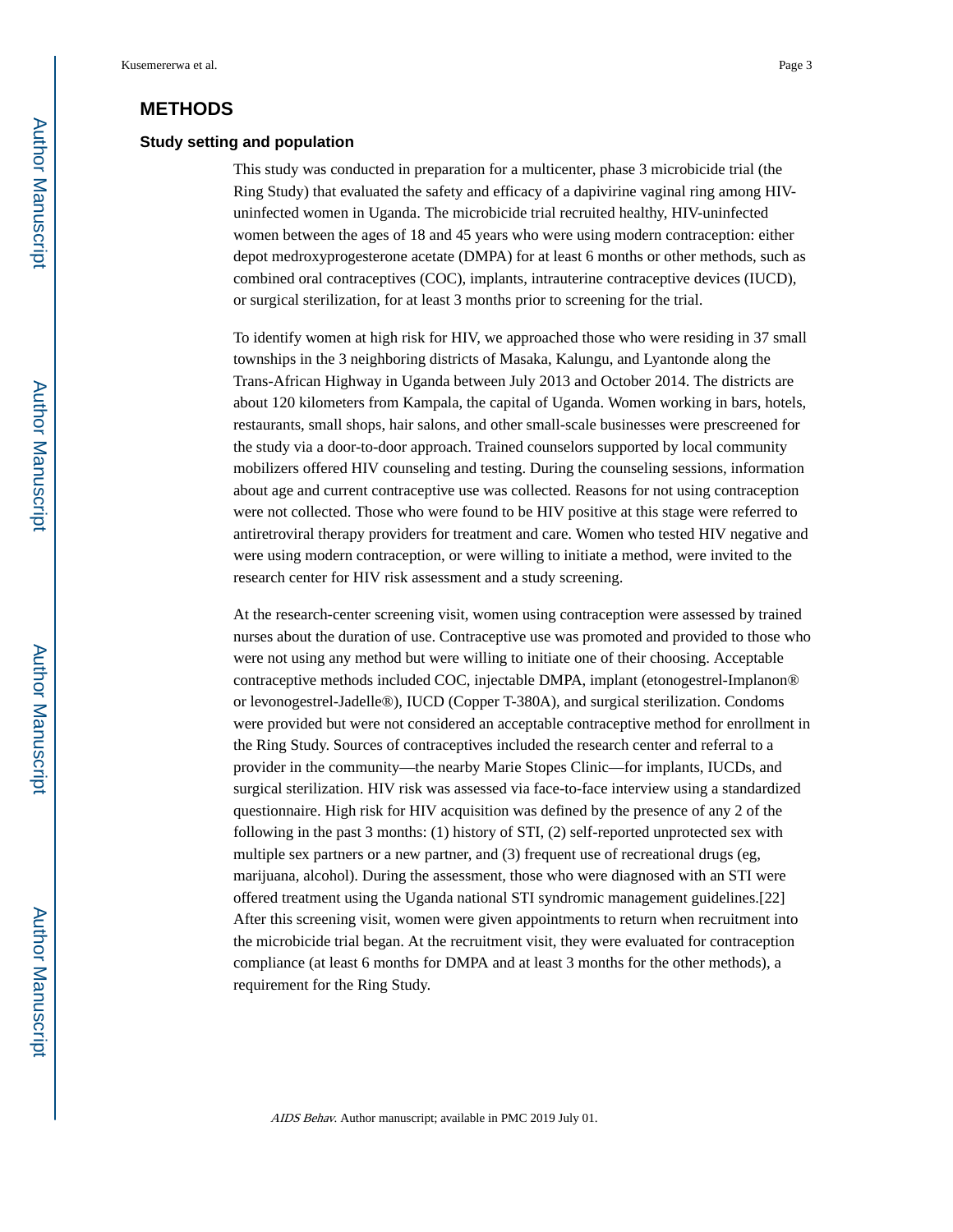# METHODS

## Study setting and population

This study was conducted in preparation for a multicenter, phase 3 microbicide trial (the Ring Study) that evaluated the safety and efficacy of a dapivirine vaginal ring among HIV-uninfected women in Uganda. The microbicide trial recruited healthy, HIV-uninfected women between the ages of 18 and 45 years who were using modern contraception: either depot medroxyprogesterone acetate (DMPA) for at least 6 months or other methods, such as combined oral contraceptives (COC), implants, intrauterine contraceptive devices (IUCD), or surgical sterilization, for at least 3 months prior to screening for the trial.

To identify women at high risk for HIV, we approached those who were residing in 37 small townships in the 3 neighboring districts of Masaka, Kalungu, and Lyantonde along the Trans-African Highway in Uganda between July 2013 and October 2014. The districts are about 120 kilometers from Kampala, the capital of Uganda. Women working in bars, hotels, restaurants, small shops, hair salons, and other small-scale businesses were prescreened for the study via a door-to-door approach. Trained counselors supported by local community mobilizers offered HIV counseling and testing. During the counseling sessions, information about age and current contraceptive use was collected. Reasons for not using contraception were not collected. Those who were found to be HIV positive at this stage were referred to antiretroviral therapy providers for treatment and care. Women who tested HIV negative and were using modern contraception, or were willing to initiate a method, were invited to the research center for HIV risk assessment and a study screening.

At the research-center screening visit, women using contraception were assessed by trained nurses about the duration of use. Contraceptive use was promoted and provided to those who were not using any method but were willing to initiate one of their choosing. Acceptable contraceptive methods included COC, injectable DMPA, implant (etonogestrel-Implanon® or levonogestrel-Jadelle®), IUCD (Copper T-380A), and surgical sterilization. Condoms were provided but were not considered an acceptable contraceptive method for enrollment in the Ring Study. Sources of contraceptives included the research center and referral to a provider in the community—the nearby Marie Stopes Clinic—for implants, IUCDs, and surgical sterilization. HIV risk was assessed via face-to-face interview using a standardized questionnaire. High risk for HIV acquisition was defined by the presence of any 2 of the following in the past 3 months: (1) history of STI, (2) self-reported unprotected sex with multiple sex partners or a new partner, and (3) frequent use of recreational drugs (eg, marijuana, alcohol). During the assessment, those who were diagnosed with an STI were offered treatment using the Uganda national STI syndromic management guidelines.[22] After this screening visit, women were given appointments to return when recruitment into the microbicide trial began. At the recruitment visit, they were evaluated for contraception compliance (at least 6 months for DMPA and at least 3 months for the other methods), a requirement for the Ring Study.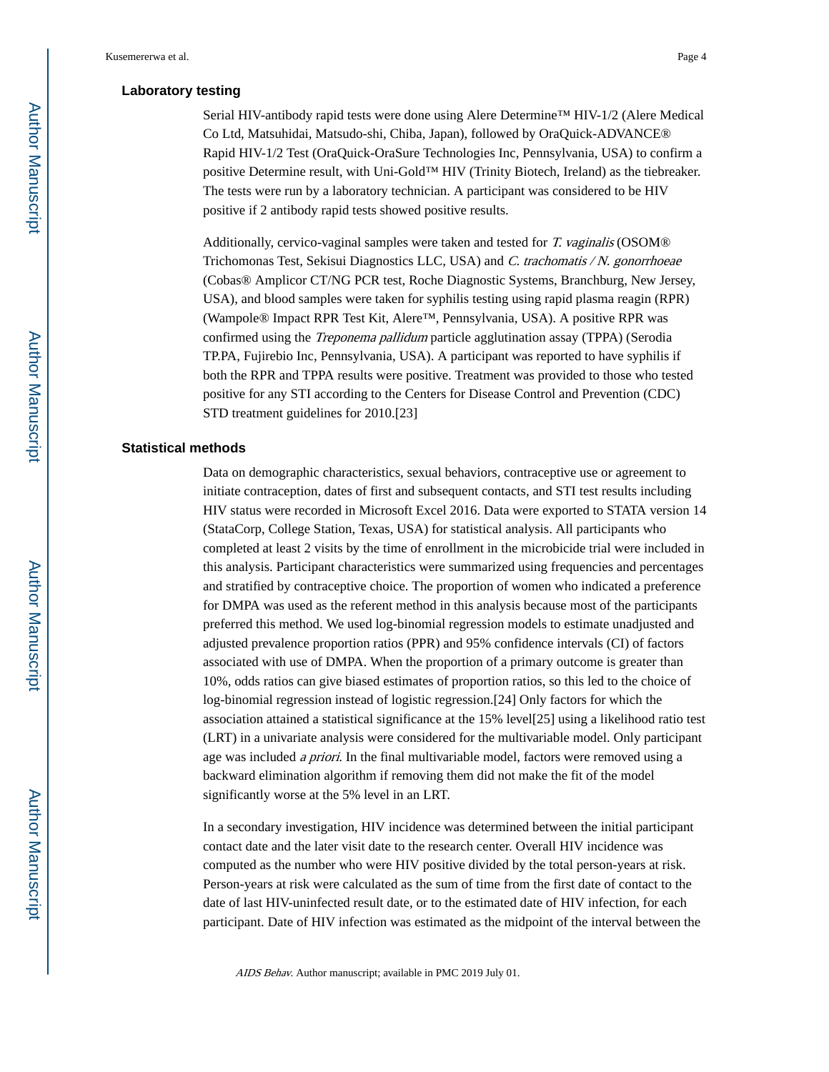### Laboratory testing

Serial HIV-antibody rapid tests were done using Alere Determine™ HIV-1/2 (Alere Medical Co Ltd, Matsuhidai, Matsudo-shi, Chiba, Japan), followed by OraQuick-ADVANCE® Rapid HIV-1/2 Test (OraQuick-OraSure Technologies Inc, Pennsylvania, USA) to confirm a positive Determine result, with Uni-Gold™ HIV (Trinity Biotech, Ireland) as the tiebreaker. The tests were run by a laboratory technician. A participant was considered to be HIV positive if 2 antibody rapid tests showed positive results.

Additionally, cervico-vaginal samples were taken and tested for *T. vaginalis* (OSOM® Trichomonas Test, Sekisui Diagnostics LLC, USA) and *C. trachomatis / N. gonorrhoeae* (Cobas® Amplicor CT/NG PCR test, Roche Diagnostic Systems, Branchburg, New Jersey, USA), and blood samples were taken for syphilis testing using rapid plasma reagin (RPR) (Wampole® Impact RPR Test Kit, Alere™, Pennsylvania, USA). A positive RPR was confirmed using the *Treponema pallidum* particle agglutination assay (TPPA) (Serodia TP.PA, Fujirebio Inc, Pennsylvania, USA). A participant was reported to have syphilis if both the RPR and TPPA results were positive. Treatment was provided to those who tested positive for any STI according to the Centers for Disease Control and Prevention (CDC) STD treatment guidelines for 2010.[23]

### Statistical methods

Data on demographic characteristics, sexual behaviors, contraceptive use or agreement to initiate contraception, dates of first and subsequent contacts, and STI test results including HIV status were recorded in Microsoft Excel 2016. Data were exported to STATA version 14 (StataCorp, College Station, Texas, USA) for statistical analysis. All participants who completed at least 2 visits by the time of enrollment in the microbicide trial were included in this analysis. Participant characteristics were summarized using frequencies and percentages and stratified by contraceptive choice. The proportion of women who indicated a preference for DMPA was used as the referent method in this analysis because most of the participants preferred this method. We used log-binomial regression models to estimate unadjusted and adjusted prevalence proportion ratios (PPR) and 95% confidence intervals (CI) of factors associated with use of DMPA. When the proportion of a primary outcome is greater than 10%, odds ratios can give biased estimates of proportion ratios, so this led to the choice of log-binomial regression instead of logistic regression.[24] Only factors for which the association attained a statistical significance at the 15% level[25] using a likelihood ratio test (LRT) in a univariate analysis were considered for the multivariable model. Only participant age was included *a priori*. In the final multivariable model, factors were removed using a backward elimination algorithm if removing them did not make the fit of the model significantly worse at the 5% level in an LRT.

In a secondary investigation, HIV incidence was determined between the initial participant contact date and the later visit date to the research center. Overall HIV incidence was computed as the number who were HIV positive divided by the total person-years at risk. Person-years at risk were calculated as the sum of time from the first date of contact to the date of last HIV-uninfected result date, or to the estimated date of HIV infection, for each participant. Date of HIV infection was estimated as the midpoint of the interval between the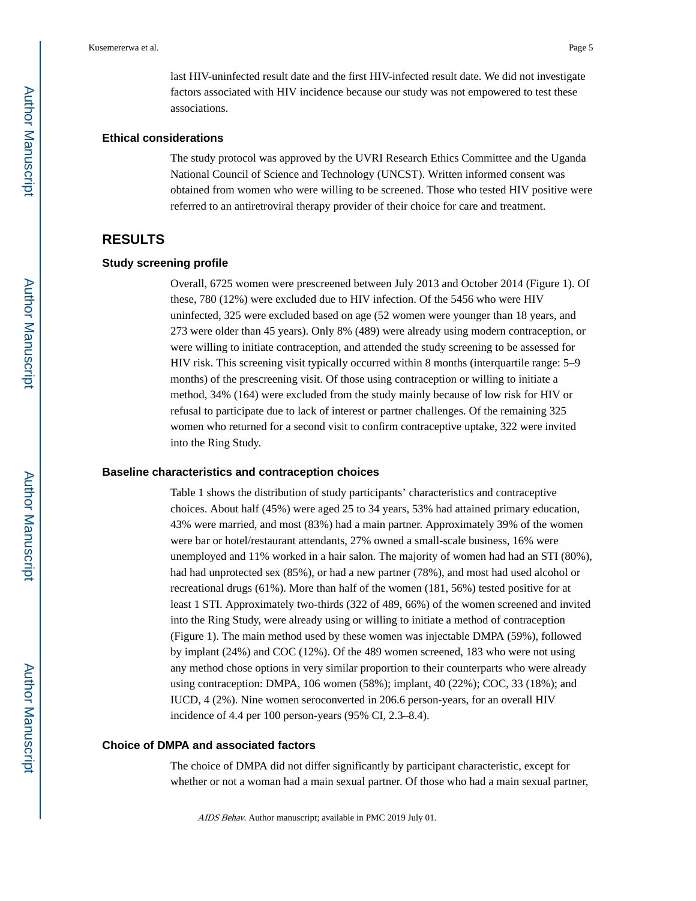last HIV-uninfected result date and the first HIV-infected result date. We did not investigate factors associated with HIV incidence because our study was not empowered to test these associations.

### Ethical considerations

The study protocol was approved by the UVRI Research Ethics Committee and the Uganda National Council of Science and Technology (UNCST). Written informed consent was obtained from women who were willing to be screened. Those who tested HIV positive were referred to an antiretroviral therapy provider of their choice for care and treatment.

## RESULTS

### Study screening profile

Overall, 6725 women were prescreened between July 2013 and October 2014 (Figure 1). Of these, 780 (12%) were excluded due to HIV infection. Of the 5456 who were HIV uninfected, 325 were excluded based on age (52 women were younger than 18 years, and 273 were older than 45 years). Only 8% (489) were already using modern contraception, or were willing to initiate contraception, and attended the study screening to be assessed for HIV risk. This screening visit typically occurred within 8 months (interquartile range: 5–9 months) of the prescreening visit. Of those using contraception or willing to initiate a method, 34% (164) were excluded from the study mainly because of low risk for HIV or refusal to participate due to lack of interest or partner challenges. Of the remaining 325 women who returned for a second visit to confirm contraceptive uptake, 322 were invited into the Ring Study.

### Baseline characteristics and contraception choices

Table 1 shows the distribution of study participants' characteristics and contraceptive choices. About half (45%) were aged 25 to 34 years, 53% had attained primary education, 43% were married, and most (83%) had a main partner. Approximately 39% of the women were bar or hotel/restaurant attendants, 27% owned a small-scale business, 16% were unemployed and 11% worked in a hair salon. The majority of women had had an STI (80%), had had unprotected sex (85%), or had a new partner (78%), and most had used alcohol or recreational drugs (61%). More than half of the women (181, 56%) tested positive for at least 1 STI. Approximately two-thirds (322 of 489, 66%) of the women screened and invited into the Ring Study, were already using or willing to initiate a method of contraception (Figure 1). The main method used by these women was injectable DMPA (59%), followed by implant (24%) and COC (12%). Of the 489 women screened, 183 who were not using any method chose options in very similar proportion to their counterparts who were already using contraception: DMPA, 106 women (58%); implant, 40 (22%); COC, 33 (18%); and IUCD, 4 (2%). Nine women seroconverted in 206.6 person-years, for an overall HIV incidence of 4.4 per 100 person-years (95% CI, 2.3–8.4).

### Choice of DMPA and associated factors

The choice of DMPA did not differ significantly by participant characteristic, except for whether or not a woman had a main sexual partner. Of those who had a main sexual partner,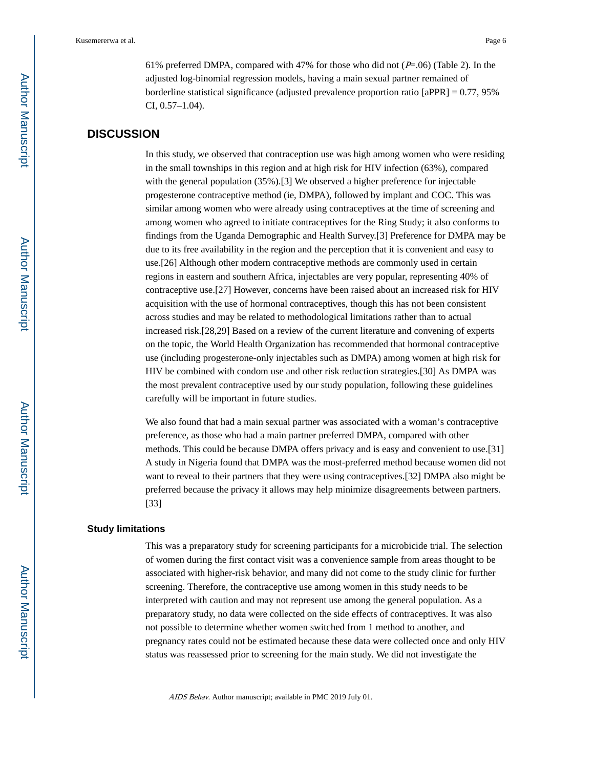61% preferred DMPA, compared with 47% for those who did not (*P*=.06) (Table 2). In the adjusted log-binomial regression models, having a main sexual partner remained of borderline statistical significance (adjusted prevalence proportion ratio [aPPR] = 0.77, 95% CI, 0.57–1.04).

## DISCUSSION

In this study, we observed that contraception use was high among women who were residing in the small townships in this region and at high risk for HIV infection (63%), compared with the general population (35%).[3] We observed a higher preference for injectable progesterone contraceptive method (ie, DMPA), followed by implant and COC. This was similar among women who were already using contraceptives at the time of screening and among women who agreed to initiate contraceptives for the Ring Study; it also conforms to findings from the Uganda Demographic and Health Survey.[3] Preference for DMPA may be due to its free availability in the region and the perception that it is convenient and easy to use.[26] Although other modern contraceptive methods are commonly used in certain regions in eastern and southern Africa, injectables are very popular, representing 40% of contraceptive use.[27] However, concerns have been raised about an increased risk for HIV acquisition with the use of hormonal contraceptives, though this has not been consistent across studies and may be related to methodological limitations rather than to actual increased risk.[28,29] Based on a review of the current literature and convening of experts on the topic, the World Health Organization has recommended that hormonal contraceptive use (including progesterone-only injectables such as DMPA) among women at high risk for HIV be combined with condom use and other risk reduction strategies.[30] As DMPA was the most prevalent contraceptive used by our study population, following these guidelines carefully will be important in future studies.

We also found that had a main sexual partner was associated with a woman's contraceptive preference, as those who had a main partner preferred DMPA, compared with other methods. This could be because DMPA offers privacy and is easy and convenient to use.[31] A study in Nigeria found that DMPA was the most-preferred method because women did not want to reveal to their partners that they were using contraceptives.[32] DMPA also might be preferred because the privacy it allows may help minimize disagreements between partners.[33]

### Study limitations

This was a preparatory study for screening participants for a microbicide trial. The selection of women during the first contact visit was a convenience sample from areas thought to be associated with higher-risk behavior, and many did not come to the study clinic for further screening. Therefore, the contraceptive use among women in this study needs to be interpreted with caution and may not represent use among the general population. As a preparatory study, no data were collected on the side effects of contraceptives. It was also not possible to determine whether women switched from 1 method to another, and pregnancy rates could not be estimated because these data were collected once and only HIV status was reassessed prior to screening for the main study. We did not investigate the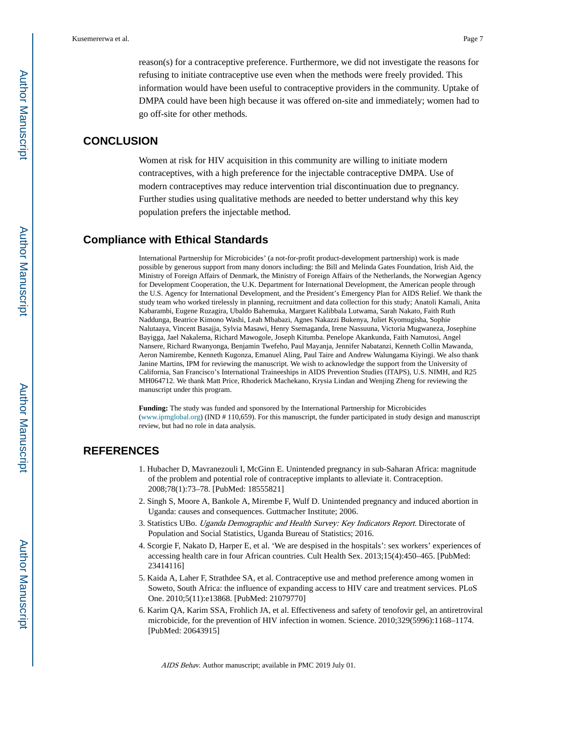reason(s) for a contraceptive preference. Furthermore, we did not investigate the reasons for refusing to initiate contraceptive use even when the methods were freely provided. This information would have been useful to contraceptive providers in the community. Uptake of DMPA could have been high because it was offered on-site and immediately; women had to go off-site for other methods.

## CONCLUSION

Women at risk for HIV acquisition in this community are willing to initiate modern contraceptives, with a high preference for the injectable contraceptive DMPA. Use of modern contraceptives may reduce intervention trial discontinuation due to pregnancy. Further studies using qualitative methods are needed to better understand why this key population prefers the injectable method.

## Compliance with Ethical Standards

International Partnership for Microbicides' (a not-for-profit product-development partnership) work is made possible by generous support from many donors including: the Bill and Melinda Gates Foundation, Irish Aid, the Ministry of Foreign Affairs of Denmark, the Ministry of Foreign Affairs of the Netherlands, the Norwegian Agency for Development Cooperation, the U.K. Department for International Development, the American people through the U.S. Agency for International Development, and the President's Emergency Plan for AIDS Relief. We thank the study team who worked tirelessly in planning, recruitment and data collection for this study; Anatoli Kamali, Anita Kabarambi, Eugene Ruzagira, Ubaldo Bahemuka, Margaret Kalibbala Lutwama, Sarah Nakato, Faith Ruth Naddunga, Beatrice Kimono Washi, Leah Mbabazi, Agnes Nakazzi Bukenya, Juliet Kyomugisha, Sophie Nalutaaya, Vincent Basajja, Sylvia Masawi, Henry Ssemaganda, Irene Nassuuna, Victoria Mugwaneza, Josephine Bayigga, Jael Nakalema, Richard Mawogole, Joseph Kitumba. Penelope Akankunda, Faith Namutosi, Angel Nansere, Richard Rwanyonga, Benjamin Twefeho, Paul Mayanja, Jennifer Nabatanzi, Kenneth Collin Mawanda, Aeron Namirembe, Kenneth Kugonza, Emanuel Aling, Paul Taire and Andrew Walungama Kiyingi. We also thank Janine Martins, IPM for reviewing the manuscript. We wish to acknowledge the support from the University of California, San Francisco's International Traineeships in AIDS Prevention Studies (ITAPS), U.S. NIMH, and R25 MH064712. We thank Matt Price, Rhoderick Machekano, Krysia Lindan and Wenjing Zheng for reviewing the manuscript under this program.

**Funding:** The study was funded and sponsored by the International Partnership for Microbicides (www.ipmglobal.org) (IND # 110,659). For this manuscript, the funder participated in study design and manuscript review, but had no role in data analysis.

## REFERENCES

1. Hubacher D, Mavranezouli I, McGinn E. Unintended pregnancy in sub-Saharan Africa: magnitude of the problem and potential role of contraceptive implants to alleviate it. Contraception. 2008;78(1):73–78. [PubMed: 18555821]
2. Singh S, Moore A, Bankole A, Mirembe F, Wulf D. Unintended pregnancy and induced abortion in Uganda: causes and consequences. Guttmacher Institute; 2006.
3. Statistics UBo. *Uganda Demographic and Health Survey: Key Indicators Report*. Directorate of Population and Social Statistics, Uganda Bureau of Statistics; 2016.
4. Scorgie F, Nakato D, Harper E, et al. 'We are despised in the hospitals': sex workers' experiences of accessing health care in four African countries. Cult Health Sex. 2013;15(4):450–465. [PubMed: 23414116]
5. Kaida A, Laher F, Strathdee SA, et al. Contraceptive use and method preference among women in Soweto, South Africa: the influence of expanding access to HIV care and treatment services. PLoS One. 2010;5(11):e13868. [PubMed: 21079770]
6. Karim QA, Karim SSA, Frohlich JA, et al. Effectiveness and safety of tenofovir gel, an antiretroviral microbicide, for the prevention of HIV infection in women. Science. 2010;329(5996):1168–1174. [PubMed: 20643915]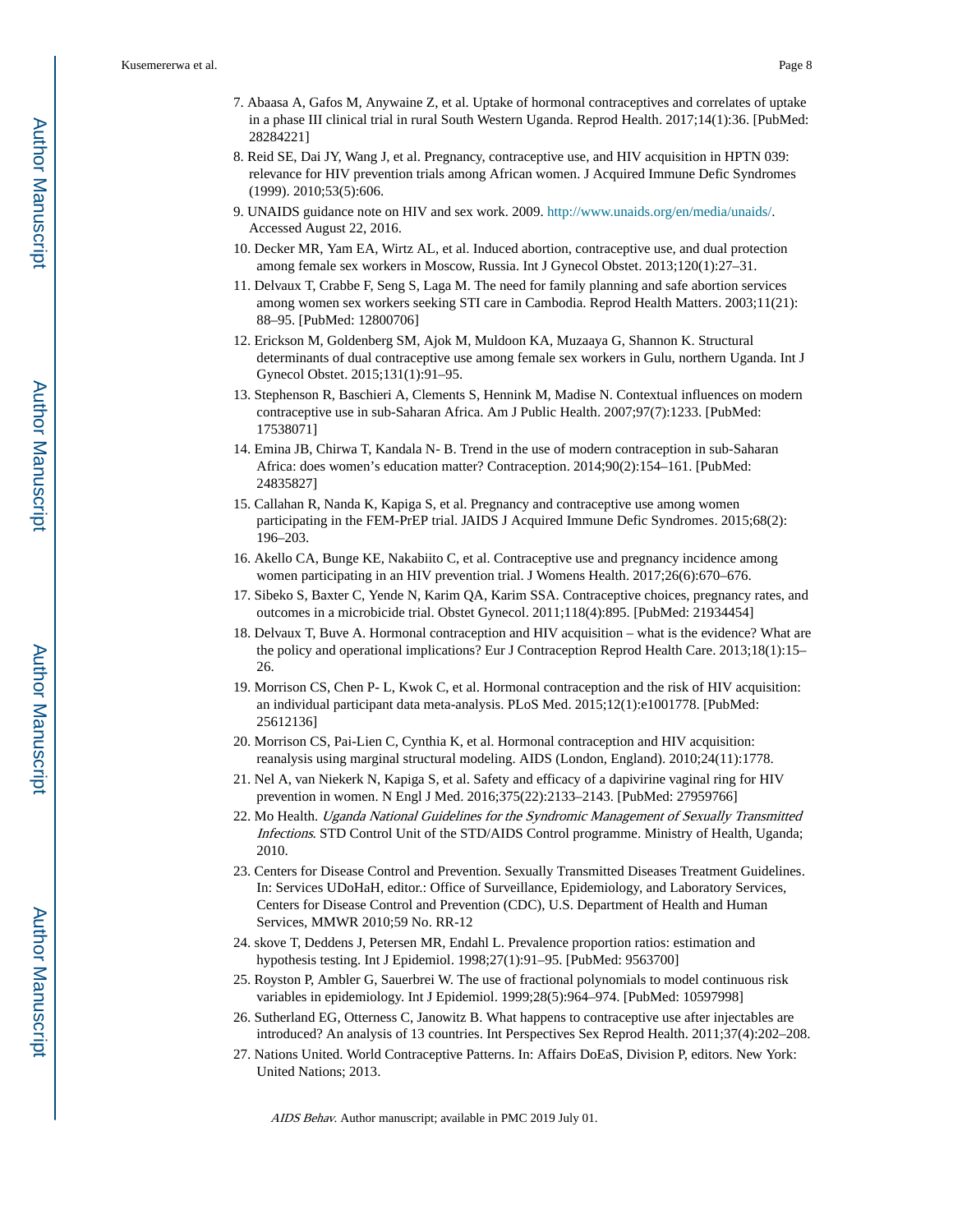7. Abaasa A, Gafos M, Anywaine Z, et al. Uptake of hormonal contraceptives and correlates of uptake in a phase III clinical trial in rural South Western Uganda. Reprod Health. 2017;14(1):36. [PubMed: 28284221]
8. Reid SE, Dai JY, Wang J, et al. Pregnancy, contraceptive use, and HIV acquisition in HPTN 039: relevance for HIV prevention trials among African women. J Acquired Immune Defic Syndromes (1999). 2010;53(5):606.
9. UNAIDS guidance note on HIV and sex work. 2009. http://www.unaids.org/en/media/unaids/. Accessed August 22, 2016.
10. Decker MR, Yam EA, Wirtz AL, et al. Induced abortion, contraceptive use, and dual protection among female sex workers in Moscow, Russia. Int J Gynecol Obstet. 2013;120(1):27–31.
11. Delvaux T, Crabbe F, Seng S, Laga M. The need for family planning and safe abortion services among women sex workers seeking STI care in Cambodia. Reprod Health Matters. 2003;11(21): 88–95. [PubMed: 12800706]
12. Erickson M, Goldenberg SM, Ajok M, Muldoon KA, Muzaaya G, Shannon K. Structural determinants of dual contraceptive use among female sex workers in Gulu, northern Uganda. Int J Gynecol Obstet. 2015;131(1):91–95.
13. Stephenson R, Baschieri A, Clements S, Hennink M, Madise N. Contextual influences on modern contraceptive use in sub-Saharan Africa. Am J Public Health. 2007;97(7):1233. [PubMed: 17538071]
14. Emina JB, Chirwa T, Kandala N- B. Trend in the use of modern contraception in sub-Saharan Africa: does women's education matter? Contraception. 2014;90(2):154–161. [PubMed: 24835827]
15. Callahan R, Nanda K, Kapiga S, et al. Pregnancy and contraceptive use among women participating in the FEM-PrEP trial. JAIDS J Acquired Immune Defic Syndromes. 2015;68(2): 196–203.
16. Akello CA, Bunge KE, Nakabiito C, et al. Contraceptive use and pregnancy incidence among women participating in an HIV prevention trial. J Womens Health. 2017;26(6):670–676.
17. Sibeko S, Baxter C, Yende N, Karim QA, Karim SSA. Contraceptive choices, pregnancy rates, and outcomes in a microbicide trial. Obstet Gynecol. 2011;118(4):895. [PubMed: 21934454]
18. Delvaux T, Buve A. Hormonal contraception and HIV acquisition – what is the evidence? What are the policy and operational implications? Eur J Contraception Reprod Health Care. 2013;18(1):15–26.
19. Morrison CS, Chen P- L, Kwok C, et al. Hormonal contraception and the risk of HIV acquisition: an individual participant data meta-analysis. PLoS Med. 2015;12(1):e1001778. [PubMed: 25612136]
20. Morrison CS, Pai-Lien C, Cynthia K, et al. Hormonal contraception and HIV acquisition: reanalysis using marginal structural modeling. AIDS (London, England). 2010;24(11):1778.
21. Nel A, van Niekerk N, Kapiga S, et al. Safety and efficacy of a dapivirine vaginal ring for HIV prevention in women. N Engl J Med. 2016;375(22):2133–2143. [PubMed: 27959766]
22. Mo Health. *Uganda National Guidelines for the Syndromic Management of Sexually Transmitted Infections*. STD Control Unit of the STD/AIDS Control programme. Ministry of Health, Uganda; 2010.
23. Centers for Disease Control and Prevention. Sexually Transmitted Diseases Treatment Guidelines. In: Services UDoHaH, editor.: Office of Surveillance, Epidemiology, and Laboratory Services, Centers for Disease Control and Prevention (CDC), U.S. Department of Health and Human Services, MMWR 2010;59 No. RR-12
24. skove T, Deddens J, Petersen MR, Endahl L. Prevalence proportion ratios: estimation and hypothesis testing. Int J Epidemiol. 1998;27(1):91–95. [PubMed: 9563700]
25. Royston P, Ambler G, Sauerbrei W. The use of fractional polynomials to model continuous risk variables in epidemiology. Int J Epidemiol. 1999;28(5):964–974. [PubMed: 10597998]
26. Sutherland EG, Otterness C, Janowitz B. What happens to contraceptive use after injectables are introduced? An analysis of 13 countries. Int Perspectives Sex Reprod Health. 2011;37(4):202–208.
27. Nations United. World Contraceptive Patterns. In: Affairs DoEaS, Division P, editors. New York: United Nations; 2013.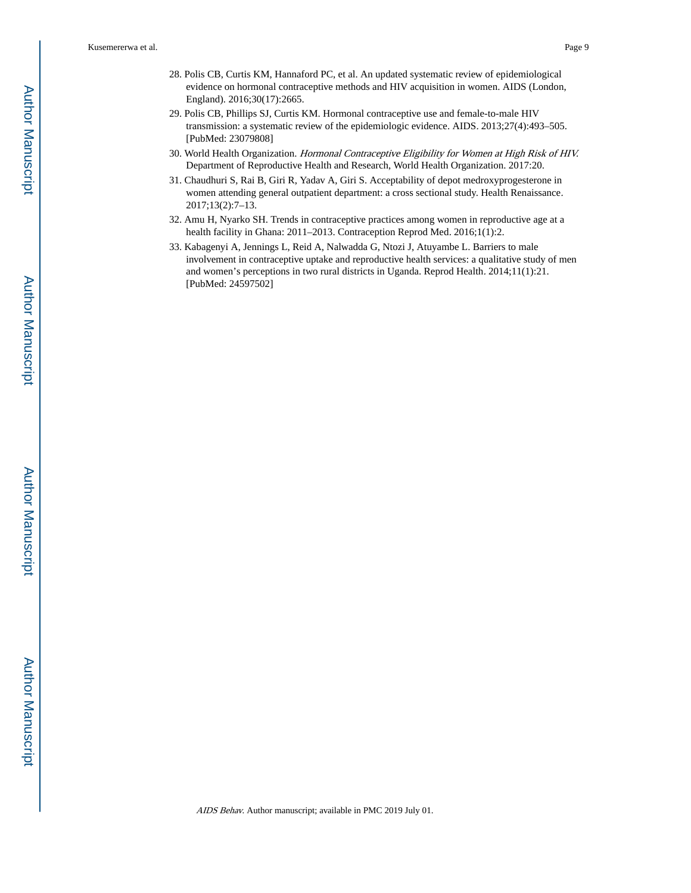28. Polis CB, Curtis KM, Hannaford PC, et al. An updated systematic review of epidemiological evidence on hormonal contraceptive methods and HIV acquisition in women. AIDS (London, England). 2016;30(17):2665.
29. Polis CB, Phillips SJ, Curtis KM. Hormonal contraceptive use and female-to-male HIV transmission: a systematic review of the epidemiologic evidence. AIDS. 2013;27(4):493–505. [PubMed: 23079808]
30. World Health Organization. *Hormonal Contraceptive Eligibility for Women at High Risk of HIV.* Department of Reproductive Health and Research, World Health Organization. 2017:20.
31. Chaudhuri S, Rai B, Giri R, Yadav A, Giri S. Acceptability of depot medroxyprogesterone in women attending general outpatient department: a cross sectional study. Health Renaissance. 2017;13(2):7–13.
32. Amu H, Nyarko SH. Trends in contraceptive practices among women in reproductive age at a health facility in Ghana: 2011–2013. Contraception Reprod Med. 2016;1(1):2.
33. Kabagenyi A, Jennings L, Reid A, Nalwadda G, Ntozi J, Atuyambe L. Barriers to male involvement in contraceptive uptake and reproductive health services: a qualitative study of men and women's perceptions in two rural districts in Uganda. Reprod Health. 2014;11(1):21. [PubMed: 24597502]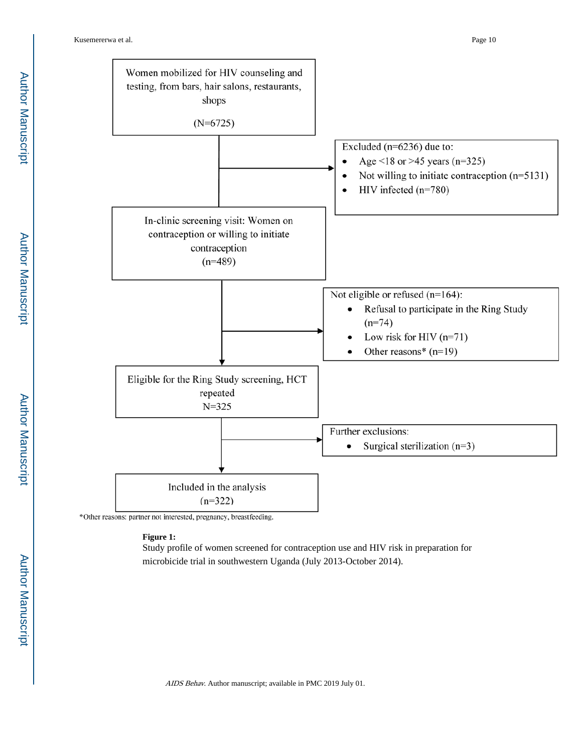Women mobilized for HIV counseling and testing, from bars, hair salons, restaurants, shops

(N=6725)

Excluded (n=6236) due to:

- Age <18 or >45 years (n=325)
- Not willing to initiate contraception (n=5131)
- HIV infected (n=780)

In-clinic screening visit: Women on contraception or willing to initiate contraception
(n=489)

Not eligible or refused (n=164):

- Refusal to participate in the Ring Study (n=74)
- Low risk for HIV (n=71)
- Other reasons* (n=19)

Eligible for the Ring Study screening, HCT repeated
N=325

Further exclusions:

- Surgical sterilization (n=3)

Included in the analysis
(n=322)

*Other reasons: partner not interested, pregnancy, breastfeeding.

**Figure 1:**
Study profile of women screened for contraception use and HIV risk in preparation for microbicide trial in southwestern Uganda (July 2013-October 2014).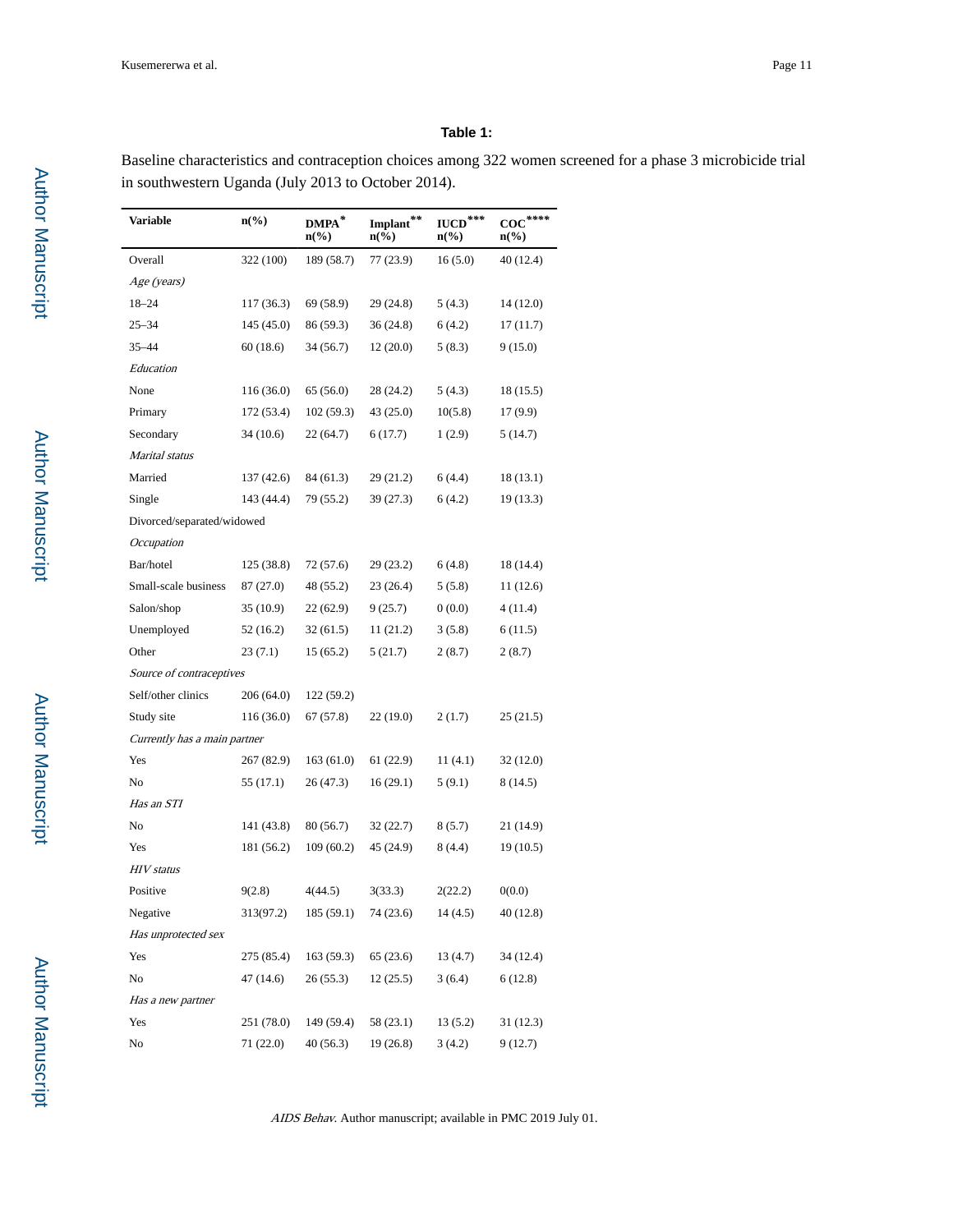**Table 1:**

Baseline characteristics and contraception choices among 322 women screened for a phase 3 microbicide trial in southwestern Uganda (July 2013 to October 2014).

| Variable | n(%) | DMPA* n(%) | Implant** n(%) | IUCD*** n(%) | COC**** n(%) |
|---|---|---|---|---|---|
| Overall | 322 (100) | 189 (58.7) | 77 (23.9) | 16 (5.0) | 40 (12.4) |
| *Age (years)* | | | | | |
| 18–24 | 117 (36.3) | 69 (58.9) | 29 (24.8) | 5 (4.3) | 14 (12.0) |
| 25–34 | 145 (45.0) | 86 (59.3) | 36 (24.8) | 6 (4.2) | 17 (11.7) |
| 35–44 | 60 (18.6) | 34 (56.7) | 12 (20.0) | 5 (8.3) | 9 (15.0) |
| *Education* | | | | | |
| None | 116 (36.0) | 65 (56.0) | 28 (24.2) | 5 (4.3) | 18 (15.5) |
| Primary | 172 (53.4) | 102 (59.3) | 43 (25.0) | 10(5.8) | 17 (9.9) |
| Secondary | 34 (10.6) | 22 (64.7) | 6 (17.7) | 1 (2.9) | 5 (14.7) |
| *Marital status* | | | | | |
| Married | 137 (42.6) | 84 (61.3) | 29 (21.2) | 6 (4.4) | 18 (13.1) |
| Single | 143 (44.4) | 79 (55.2) | 39 (27.3) | 6 (4.2) | 19 (13.3) |
| Divorced/separated/widowed | | | | | |
| *Occupation* | | | | | |
| Bar/hotel | 125 (38.8) | 72 (57.6) | 29 (23.2) | 6 (4.8) | 18 (14.4) |
| Small-scale business | 87 (27.0) | 48 (55.2) | 23 (26.4) | 5 (5.8) | 11 (12.6) |
| Salon/shop | 35 (10.9) | 22 (62.9) | 9 (25.7) | 0 (0.0) | 4 (11.4) |
| Unemployed | 52 (16.2) | 32 (61.5) | 11 (21.2) | 3 (5.8) | 6 (11.5) |
| Other | 23 (7.1) | 15 (65.2) | 5 (21.7) | 2 (8.7) | 2 (8.7) |
| *Source of contraceptives* | | | | | |
| Self/other clinics | 206 (64.0) | 122 (59.2) | | | |
| Study site | 116 (36.0) | 67 (57.8) | 22 (19.0) | 2 (1.7) | 25 (21.5) |
| *Currently has a main partner* | | | | | |
| Yes | 267 (82.9) | 163 (61.0) | 61 (22.9) | 11 (4.1) | 32 (12.0) |
| No | 55 (17.1) | 26 (47.3) | 16 (29.1) | 5 (9.1) | 8 (14.5) |
| *Has an STI* | | | | | |
| No | 141 (43.8) | 80 (56.7) | 32 (22.7) | 8 (5.7) | 21 (14.9) |
| Yes | 181 (56.2) | 109 (60.2) | 45 (24.9) | 8 (4.4) | 19 (10.5) |
| *HIV status* | | | | | |
| Positive | 9(2.8) | 4(44.5) | 3(33.3) | 2(22.2) | 0(0.0) |
| Negative | 313(97.2) | 185 (59.1) | 74 (23.6) | 14 (4.5) | 40 (12.8) |
| *Has unprotected sex* | | | | | |
| Yes | 275 (85.4) | 163 (59.3) | 65 (23.6) | 13 (4.7) | 34 (12.4) |
| No | 47 (14.6) | 26 (55.3) | 12 (25.5) | 3 (6.4) | 6 (12.8) |
| *Has a new partner* | | | | | |
| Yes | 251 (78.0) | 149 (59.4) | 58 (23.1) | 13 (5.2) | 31 (12.3) |
| No | 71 (22.0) | 40 (56.3) | 19 (26.8) | 3 (4.2) | 9 (12.7) |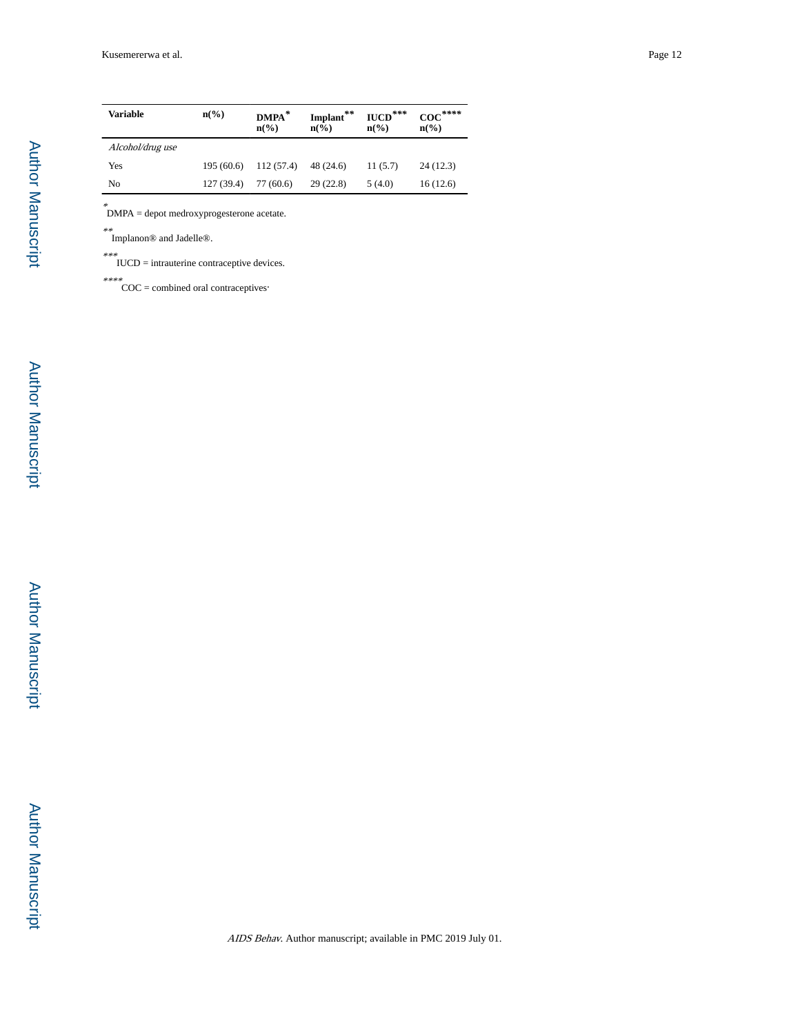| Variable | n(%) | DMPA* n(%) | Implant** n(%) | IUCD*** n(%) | COC**** n(%) |
|---|---|---|---|---|---|
| *Alcohol/drug use* | | | | | |
| Yes | 195 (60.6) | 112 (57.4) | 48 (24.6) | 11 (5.7) | 24 (12.3) |
| No | 127 (39.4) | 77 (60.6) | 29 (22.8) | 5 (4.0) | 16 (12.6) |

*DMPA = depot medroxyprogesterone acetate.

**Implanon® and Jadelle®.

***IUCD = intrauterine contraceptive devices.

****COC = combined oral contraceptives.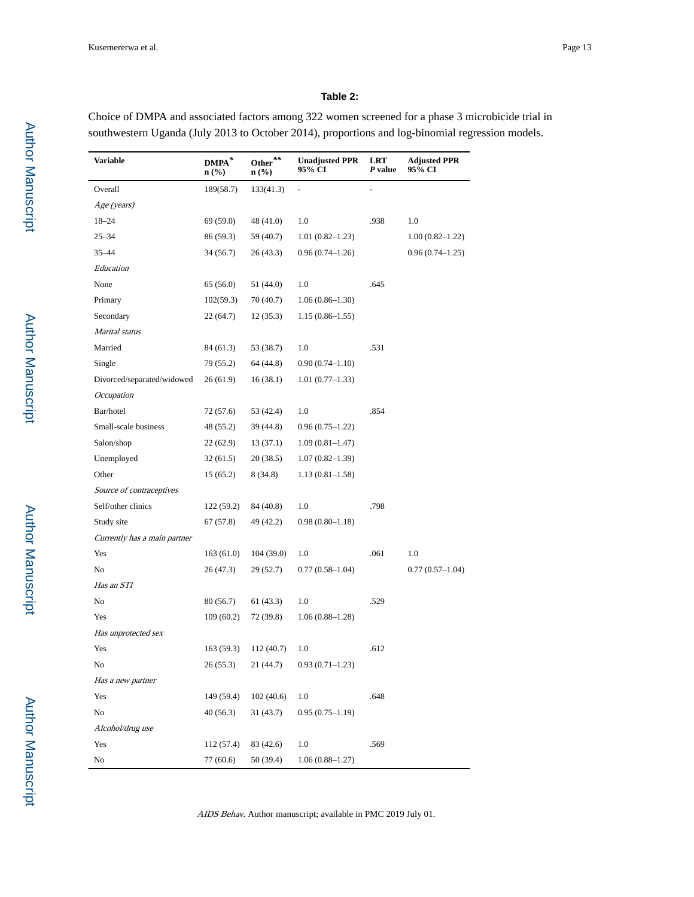**Table 2:**

Choice of DMPA and associated factors among 322 women screened for a phase 3 microbicide trial in southwestern Uganda (July 2013 to October 2014), proportions and log-binomial regression models.

| Variable | DMPA* n (%) | Other** n (%) | Unadjusted PPR 95% CI | LRT *P* value | Adjusted PPR 95% CI |
|---|---|---|---|---|---|
| Overall | 189(58.7) | 133(41.3) | - | - | |
| *Age (years)* | | | | | |
| 18–24 | 69 (59.0) | 48 (41.0) | 1.0 | .938 | 1.0 |
| 25–34 | 86 (59.3) | 59 (40.7) | 1.01 (0.82–1.23) | | 1.00 (0.82–1.22) |
| 35–44 | 34 (56.7) | 26 (43.3) | 0.96 (0.74–1.26) | | 0.96 (0.74–1.25) |
| *Education* | | | | | |
| None | 65 (56.0) | 51 (44.0) | 1.0 | .645 | |
| Primary | 102(59.3) | 70 (40.7) | 1.06 (0.86–1.30) | | |
| Secondary | 22 (64.7) | 12 (35.3) | 1.15 (0.86–1.55) | | |
| *Marital status* | | | | | |
| Married | 84 (61.3) | 53 (38.7) | 1.0 | .531 | |
| Single | 79 (55.2) | 64 (44.8) | 0.90 (0.74–1.10) | | |
| Divorced/separated/widowed | 26 (61.9) | 16 (38.1) | 1.01 (0.77–1.33) | | |
| *Occupation* | | | | | |
| Bar/hotel | 72 (57.6) | 53 (42.4) | 1.0 | .854 | |
| Small-scale business | 48 (55.2) | 39 (44.8) | 0.96 (0.75–1.22) | | |
| Salon/shop | 22 (62.9) | 13 (37.1) | 1.09 (0.81–1.47) | | |
| Unemployed | 32 (61.5) | 20 (38.5) | 1.07 (0.82–1.39) | | |
| Other | 15 (65.2) | 8 (34.8) | 1.13 (0.81–1.58) | | |
| *Source of contraceptives* | | | | | |
| Self/other clinics | 122 (59.2) | 84 (40.8) | 1.0 | .798 | |
| Study site | 67 (57.8) | 49 (42.2) | 0.98 (0.80–1.18) | | |
| *Currently has a main partner* | | | | | |
| Yes | 163 (61.0) | 104 (39.0) | 1.0 | .061 | 1.0 |
| No | 26 (47.3) | 29 (52.7) | 0.77 (0.58–1.04) | | 0.77 (0.57–1.04) |
| *Has an STI* | | | | | |
| No | 80 (56.7) | 61 (43.3) | 1.0 | .529 | |
| Yes | 109 (60.2) | 72 (39.8) | 1.06 (0.88–1.28) | | |
| *Has unprotected sex* | | | | | |
| Yes | 163 (59.3) | 112 (40.7) | 1.0 | .612 | |
| No | 26 (55.3) | 21 (44.7) | 0.93 (0.71–1.23) | | |
| *Has a new partner* | | | | | |
| Yes | 149 (59.4) | 102 (40.6) | 1.0 | .648 | |
| No | 40 (56.3) | 31 (43.7) | 0.95 (0.75–1.19) | | |
| *Alcohol/drug use* | | | | | |
| Yes | 112 (57.4) | 83 (42.6) | 1.0 | .569 | |
| No | 77 (60.6) | 50 (39.4) | 1.06 (0.88–1.27) | | |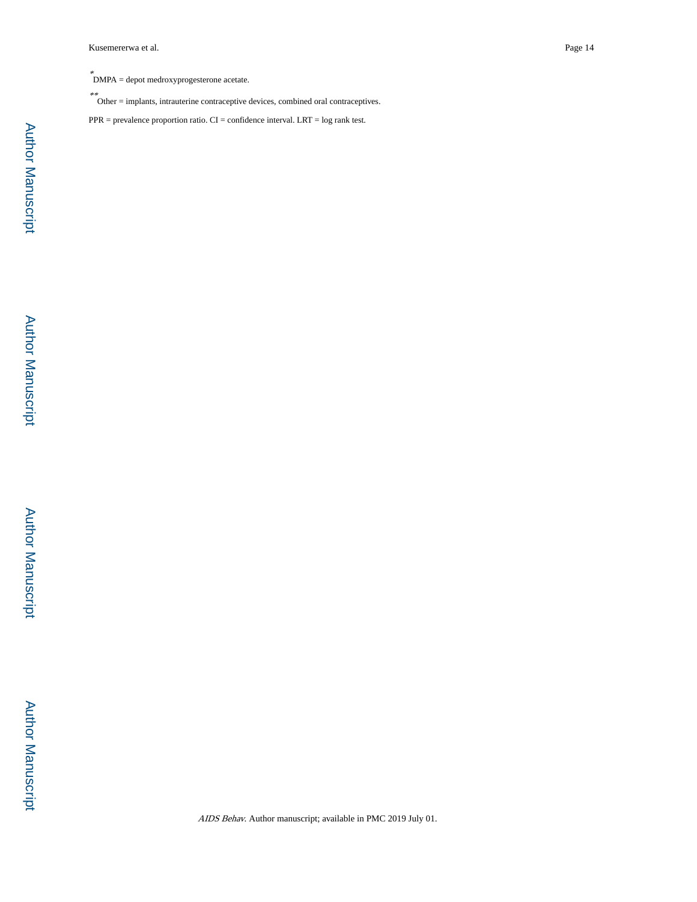*DMPA = depot medroxyprogesterone acetate.

**Other = implants, intrauterine contraceptive devices, combined oral contraceptives.

PPR = prevalence proportion ratio. CI = confidence interval. LRT = log rank test.